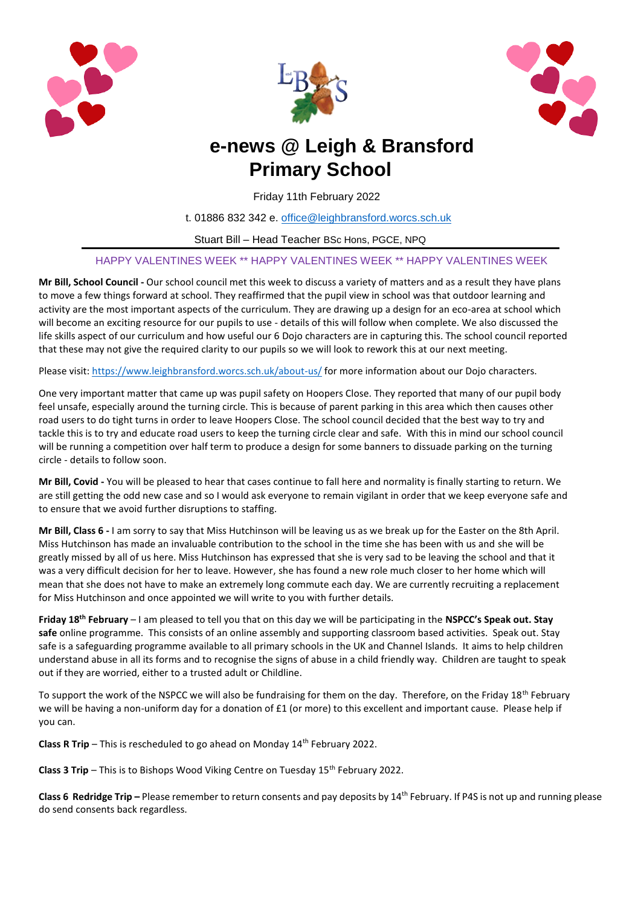# e-news @ Leigh & Bransford Primary School

Friday 11th February 2022

t. 01886 832 342 e. office@leighbransford.worcs.sch.uk

Stuart Bill – Head Teacher BSc Hons, PGCE, NPQ

HAPPY VALENTINES WEEK ** HAPPY VALENTINES WEEK ** HAPPY VALENTINES WEEK

**Mr Bill, School Council -** Our school council met this week to discuss a variety of matters and as a result they have plans to move a few things forward at school. They reaffirmed that the pupil view in school was that outdoor learning and activity are the most important aspects of the curriculum. They are drawing up a design for an eco-area at school which will become an exciting resource for our pupils to use - details of this will follow when complete. We also discussed the life skills aspect of our curriculum and how useful our 6 Dojo characters are in capturing this. The school council reported that these may not give the required clarity to our pupils so we will look to rework this at our next meeting.

Please visit: https://www.leighbransford.worcs.sch.uk/about-us/ for more information about our Dojo characters.

One very important matter that came up was pupil safety on Hoopers Close. They reported that many of our pupil body feel unsafe, especially around the turning circle. This is because of parent parking in this area which then causes other road users to do tight turns in order to leave Hoopers Close. The school council decided that the best way to try and tackle this is to try and educate road users to keep the turning circle clear and safe. With this in mind our school council will be running a competition over half term to produce a design for some banners to dissuade parking on the turning circle - details to follow soon.

**Mr Bill, Covid -** You will be pleased to hear that cases continue to fall here and normality is finally starting to return. We are still getting the odd new case and so I would ask everyone to remain vigilant in order that we keep everyone safe and to ensure that we avoid further disruptions to staffing.

**Mr Bill, Class 6 -** I am sorry to say that Miss Hutchinson will be leaving us as we break up for the Easter on the 8th April. Miss Hutchinson has made an invaluable contribution to the school in the time she has been with us and she will be greatly missed by all of us here. Miss Hutchinson has expressed that she is very sad to be leaving the school and that it was a very difficult decision for her to leave. However, she has found a new role much closer to her home which will mean that she does not have to make an extremely long commute each day. We are currently recruiting a replacement for Miss Hutchinson and once appointed we will write to you with further details.

**Friday 18th February** – I am pleased to tell you that on this day we will be participating in the **NSPCC's Speak out. Stay safe** online programme. This consists of an online assembly and supporting classroom based activities. Speak out. Stay safe is a safeguarding programme available to all primary schools in the UK and Channel Islands. It aims to help children understand abuse in all its forms and to recognise the signs of abuse in a child friendly way. Children are taught to speak out if they are worried, either to a trusted adult or Childline.

To support the work of the NSPCC we will also be fundraising for them on the day. Therefore, on the Friday 18th February we will be having a non-uniform day for a donation of £1 (or more) to this excellent and important cause. Please help if you can.

**Class R Trip** – This is rescheduled to go ahead on Monday 14th February 2022.

**Class 3 Trip** – This is to Bishops Wood Viking Centre on Tuesday 15th February 2022.

**Class 6 Redridge Trip –** Please remember to return consents and pay deposits by 14th February. If P4S is not up and running please do send consents back regardless.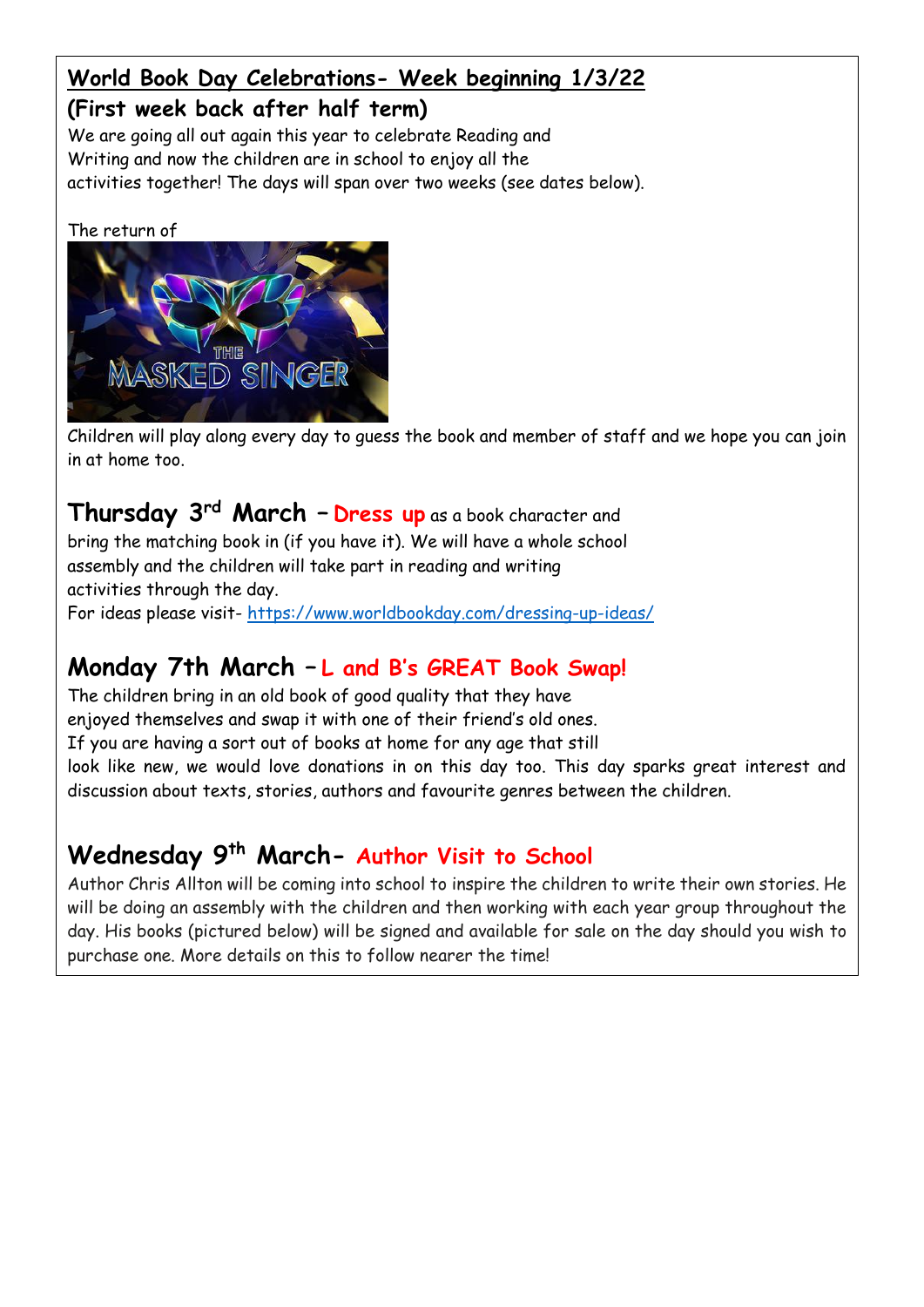## World Book Day Celebrations- Week beginning 1/3/22

### (First week back after half term)

We are going all out again this year to celebrate Reading and Writing and now the children are in school to enjoy all the activities together! The days will span over two weeks (see dates below).

The return of

Children will play along every day to guess the book and member of staff and we hope you can join in at home too.

## Thursday 3rd March – Dress up as a book character and

bring the matching book in (if you have it). We will have a whole school assembly and the children will take part in reading and writing activities through the day.

For ideas please visit- https://www.worldbookday.com/dressing-up-ideas/

## Monday 7th March – L and B's GREAT Book Swap!

The children bring in an old book of good quality that they have enjoyed themselves and swap it with one of their friend's old ones. If you are having a sort out of books at home for any age that still look like new, we would love donations in on this day too. This day sparks great interest and discussion about texts, stories, authors and favourite genres between the children.

## Wednesday 9th March- Author Visit to School

Author Chris Allton will be coming into school to inspire the children to write their own stories. He will be doing an assembly with the children and then working with each year group throughout the day. His books (pictured below) will be signed and available for sale on the day should you wish to purchase one. More details on this to follow nearer the time!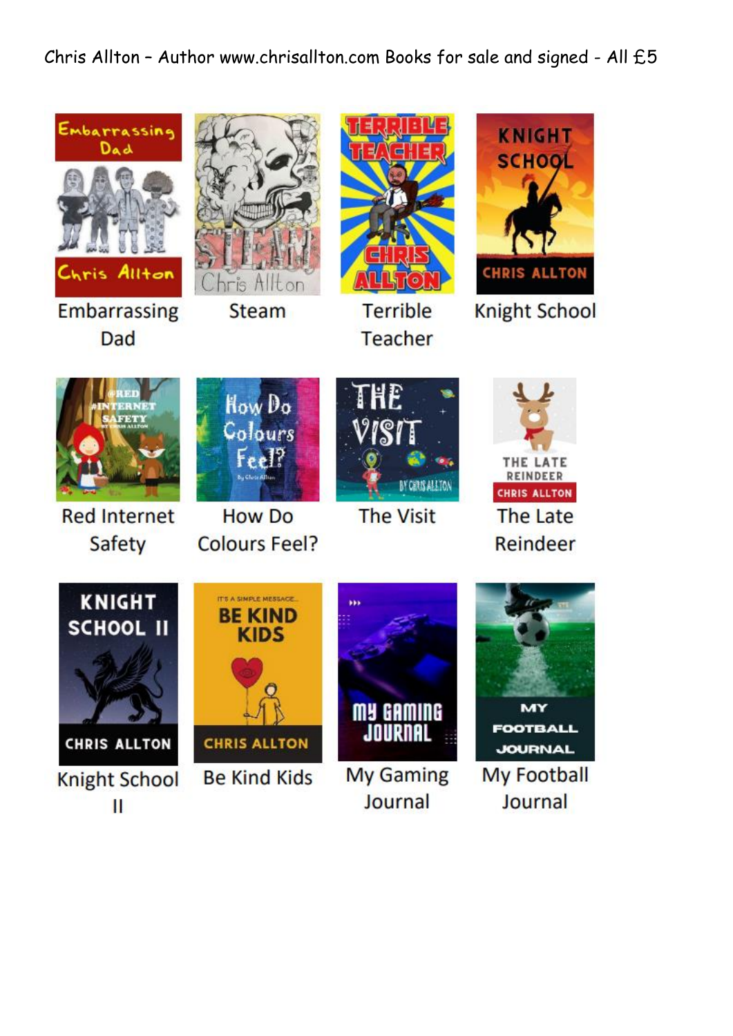Chris Allton – Author www.chrisallton.com Books for sale and signed - All £5

| | | | |
|---|---|---|---|
| Embarrassing Dad | Steam | Terrible Teacher | Knight School |
| Red Internet Safety | How Do Colours Feel? | The Visit | The Late Reindeer |
| Knight School II | Be Kind Kids | My Gaming Journal | My Football Journal |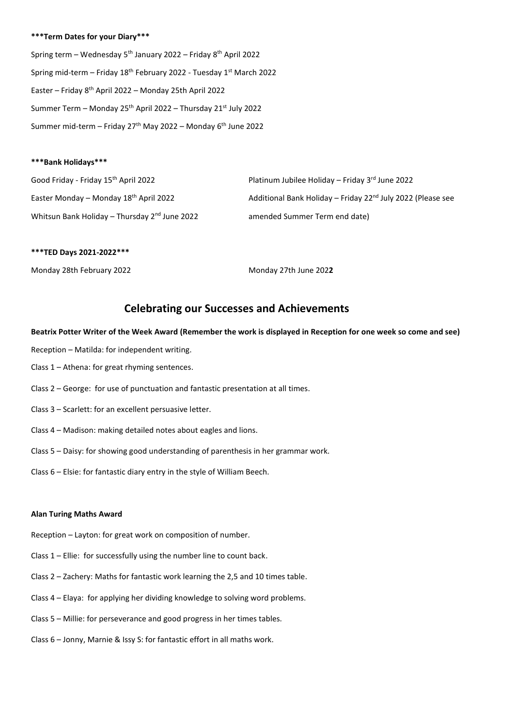**\*\*\*Term Dates for your Diary\*\*\***

Spring term – Wednesday 5th January 2022 – Friday 8th April 2022

Spring mid-term – Friday 18th February 2022 - Tuesday 1st March 2022

Easter – Friday 8th April 2022 – Monday 25th April 2022

Summer Term – Monday 25th April 2022 – Thursday 21st July 2022

Summer mid-term – Friday 27th May 2022 – Monday 6th June 2022

**\*\*\*Bank Holidays\*\*\***

Good Friday - Friday 15th April 2022

Easter Monday – Monday 18th April 2022

Whitsun Bank Holiday – Thursday 2nd June 2022

Platinum Jubilee Holiday – Friday 3rd June 2022

Additional Bank Holiday – Friday 22nd July 2022 (Please see amended Summer Term end date)

**\*\*\*TED Days 2021-2022\*\*\***

Monday 28th February 2022

Monday 27th June 202**2**

## Celebrating our Successes and Achievements

**Beatrix Potter Writer of the Week Award (Remember the work is displayed in Reception for one week so come and see)**

Reception – Matilda: for independent writing.

Class 1 – Athena: for great rhyming sentences.

Class 2 – George: for use of punctuation and fantastic presentation at all times.

Class 3 – Scarlett: for an excellent persuasive letter.

Class 4 – Madison: making detailed notes about eagles and lions.

Class 5 – Daisy: for showing good understanding of parenthesis in her grammar work.

Class 6 – Elsie: for fantastic diary entry in the style of William Beech.

**Alan Turing Maths Award**

Reception – Layton: for great work on composition of number.

Class 1 – Ellie: for successfully using the number line to count back.

Class 2 – Zachery: Maths for fantastic work learning the 2,5 and 10 times table.

Class 4 – Elaya: for applying her dividing knowledge to solving word problems.

Class 5 – Millie: for perseverance and good progress in her times tables.

Class 6 – Jonny, Marnie & Issy S: for fantastic effort in all maths work.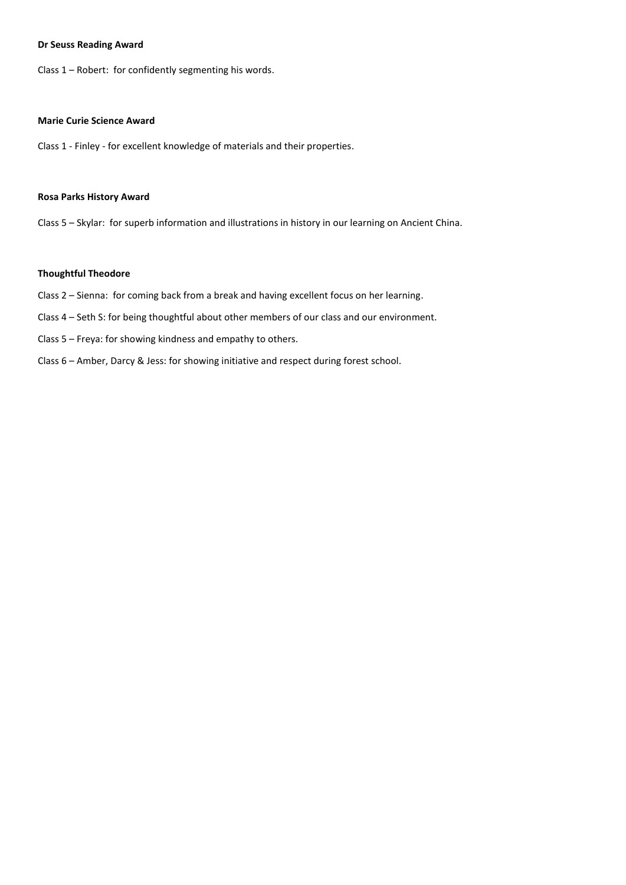**Dr Seuss Reading Award**

Class 1 – Robert: for confidently segmenting his words.

**Marie Curie Science Award**

Class 1 - Finley - for excellent knowledge of materials and their properties.

**Rosa Parks History Award**

Class 5 – Skylar: for superb information and illustrations in history in our learning on Ancient China.

**Thoughtful Theodore**

Class 2 – Sienna: for coming back from a break and having excellent focus on her learning.

Class 4 – Seth S: for being thoughtful about other members of our class and our environment.

Class 5 – Freya: for showing kindness and empathy to others.

Class 6 – Amber, Darcy & Jess: for showing initiative and respect during forest school.